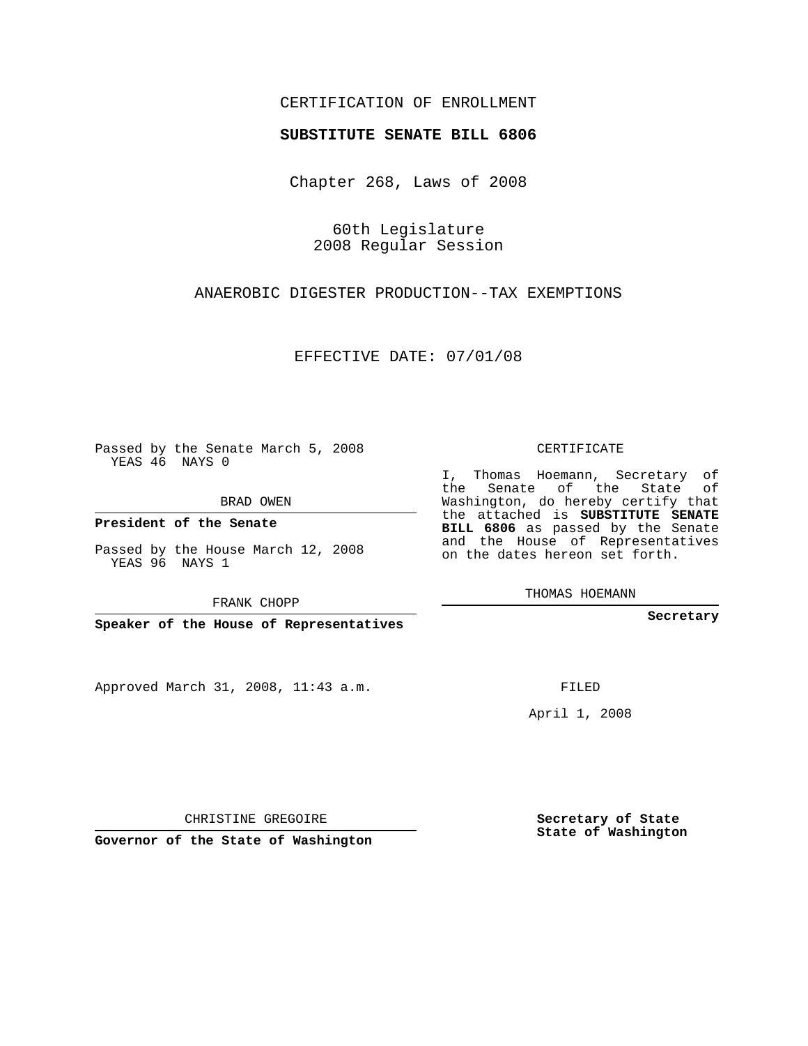CERTIFICATION OF ENROLLMENT

**SUBSTITUTE SENATE BILL 6806**

Chapter 268, Laws of 2008

60th Legislature
2008 Regular Session

ANAEROBIC DIGESTER PRODUCTION--TAX EXEMPTIONS

EFFECTIVE DATE: 07/01/08

Passed by the Senate March 5, 2008
YEAS 46 NAYS 0

BRAD OWEN

**President of the Senate**

Passed by the House March 12, 2008
YEAS 96 NAYS 1

FRANK CHOPP

**Speaker of the House of Representatives**

CERTIFICATE

I, Thomas Hoemann, Secretary of the Senate of the State of Washington, do hereby certify that the attached is **SUBSTITUTE SENATE BILL 6806** as passed by the Senate and the House of Representatives on the dates hereon set forth.

THOMAS HOEMANN

**Secretary**

Approved March 31, 2008, 11:43 a.m.

FILED

April 1, 2008

CHRISTINE GREGOIRE

**Governor of the State of Washington**

**Secretary of State**
**State of Washington**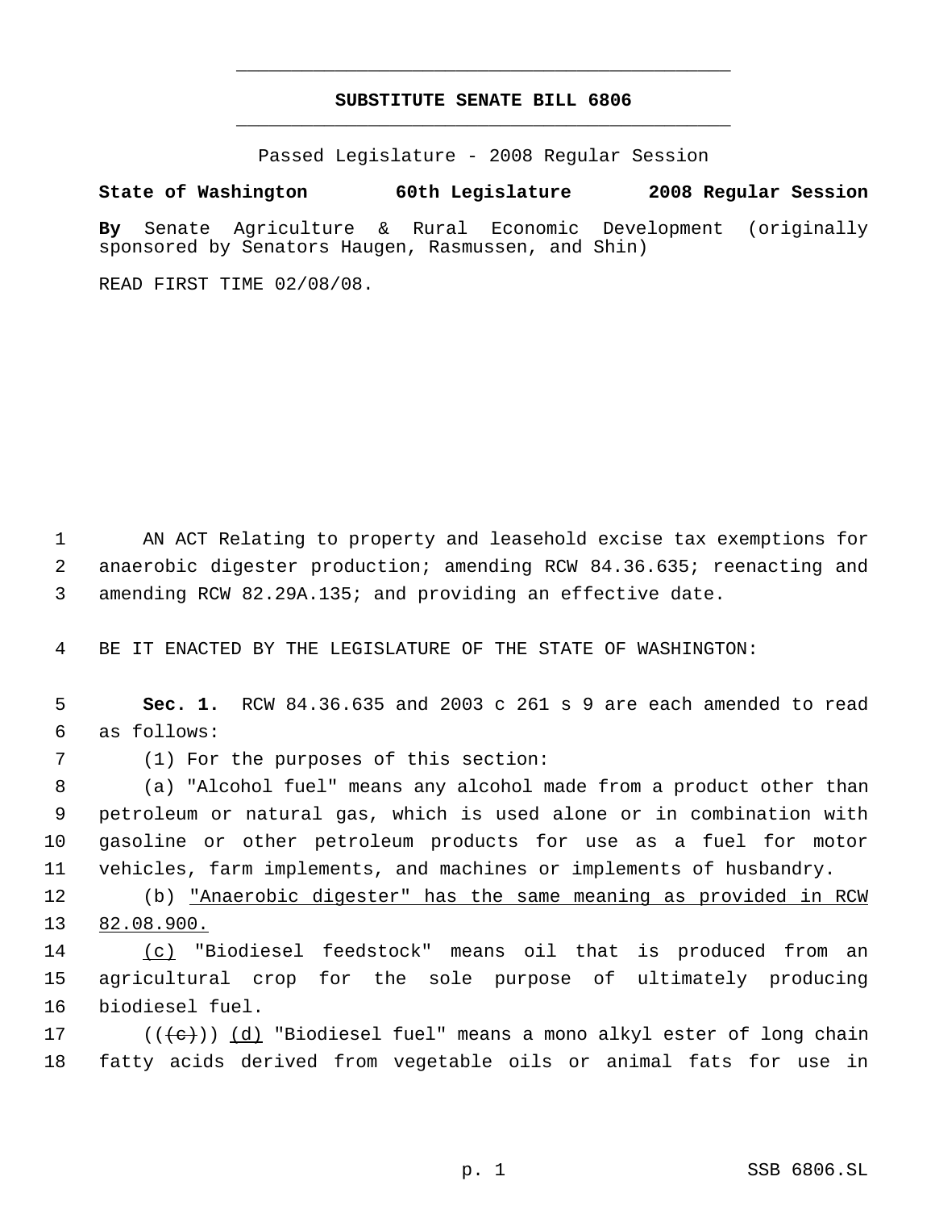# SUBSTITUTE SENATE BILL 6806

Passed Legislature - 2008 Regular Session

**State of Washington 60th Legislature 2008 Regular Session**

**By** Senate Agriculture & Rural Economic Development (originally sponsored by Senators Haugen, Rasmussen, and Shin)

READ FIRST TIME 02/08/08.

1 AN ACT Relating to property and leasehold excise tax exemptions for
2 anaerobic digester production; amending RCW 84.36.635; reenacting and
3 amending RCW 82.29A.135; and providing an effective date.

4 BE IT ENACTED BY THE LEGISLATURE OF THE STATE OF WASHINGTON:

5 **Sec. 1.** RCW 84.36.635 and 2003 c 261 s 9 are each amended to read
6 as follows:

7 (1) For the purposes of this section:

8 (a) "Alcohol fuel" means any alcohol made from a product other than
9 petroleum or natural gas, which is used alone or in combination with
10 gasoline or other petroleum products for use as a fuel for motor
11 vehicles, farm implements, and machines or implements of husbandry.

12 (b) <u>"Anaerobic digester" has the same meaning as provided in RCW</u>
13 <u>82.08.900.</u>

14 <u>(c)</u> "Biodiesel feedstock" means oil that is produced from an
15 agricultural crop for the sole purpose of ultimately producing
16 biodiesel fuel.

17 ((~~(c)~~)) <u>(d)</u> "Biodiesel fuel" means a mono alkyl ester of long chain
18 fatty acids derived from vegetable oils or animal fats for use in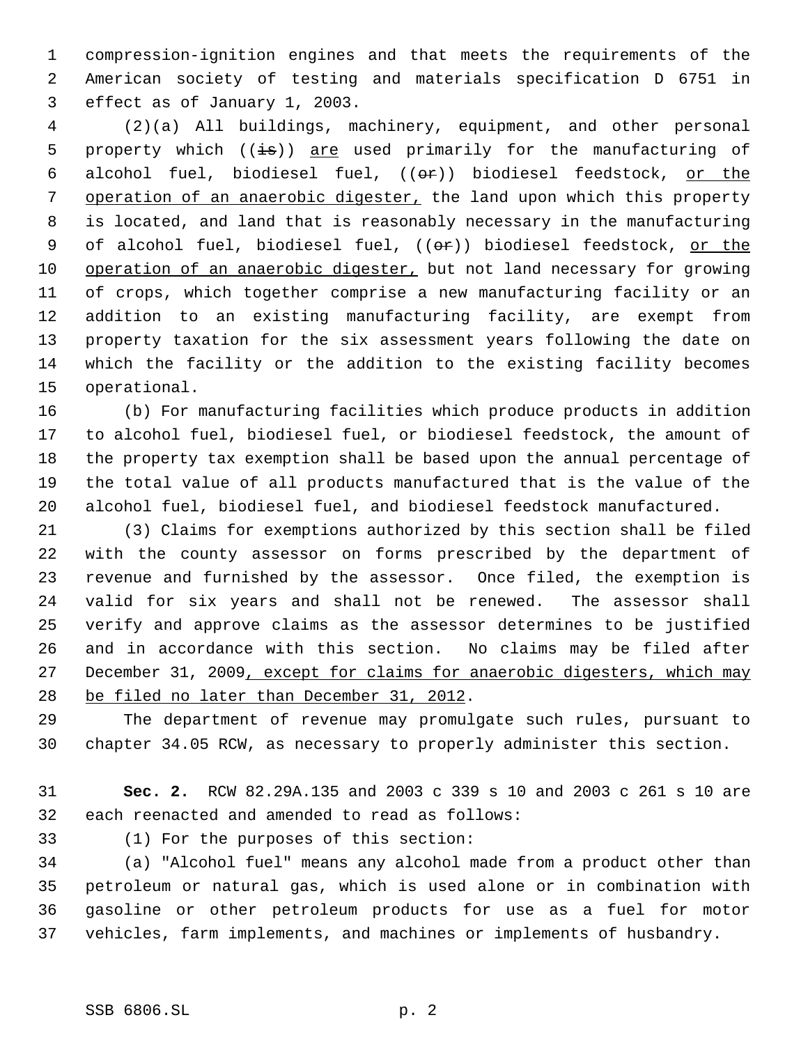compression-ignition engines and that meets the requirements of the American society of testing and materials specification D 6751 in effect as of January 1, 2003.

(2)(a) All buildings, machinery, equipment, and other personal property which ((~~is~~)) <u>are</u> used primarily for the manufacturing of alcohol fuel, biodiesel fuel, ((~~or~~)) biodiesel feedstock, <u>or the operation of an anaerobic digester,</u> the land upon which this property is located, and land that is reasonably necessary in the manufacturing of alcohol fuel, biodiesel fuel, ((~~or~~)) biodiesel feedstock, <u>or the operation of an anaerobic digester,</u> but not land necessary for growing of crops, which together comprise a new manufacturing facility or an addition to an existing manufacturing facility, are exempt from property taxation for the six assessment years following the date on which the facility or the addition to the existing facility becomes operational.

(b) For manufacturing facilities which produce products in addition to alcohol fuel, biodiesel fuel, or biodiesel feedstock, the amount of the property tax exemption shall be based upon the annual percentage of the total value of all products manufactured that is the value of the alcohol fuel, biodiesel fuel, and biodiesel feedstock manufactured.

(3) Claims for exemptions authorized by this section shall be filed with the county assessor on forms prescribed by the department of revenue and furnished by the assessor. Once filed, the exemption is valid for six years and shall not be renewed. The assessor shall verify and approve claims as the assessor determines to be justified and in accordance with this section. No claims may be filed after December 31, 2009<u>, except for claims for anaerobic digesters, which may be filed no later than December 31, 2012</u>.

The department of revenue may promulgate such rules, pursuant to chapter 34.05 RCW, as necessary to properly administer this section.

**Sec. 2.** RCW 82.29A.135 and 2003 c 339 s 10 and 2003 c 261 s 10 are each reenacted and amended to read as follows:

(1) For the purposes of this section:

(a) "Alcohol fuel" means any alcohol made from a product other than petroleum or natural gas, which is used alone or in combination with gasoline or other petroleum products for use as a fuel for motor vehicles, farm implements, and machines or implements of husbandry.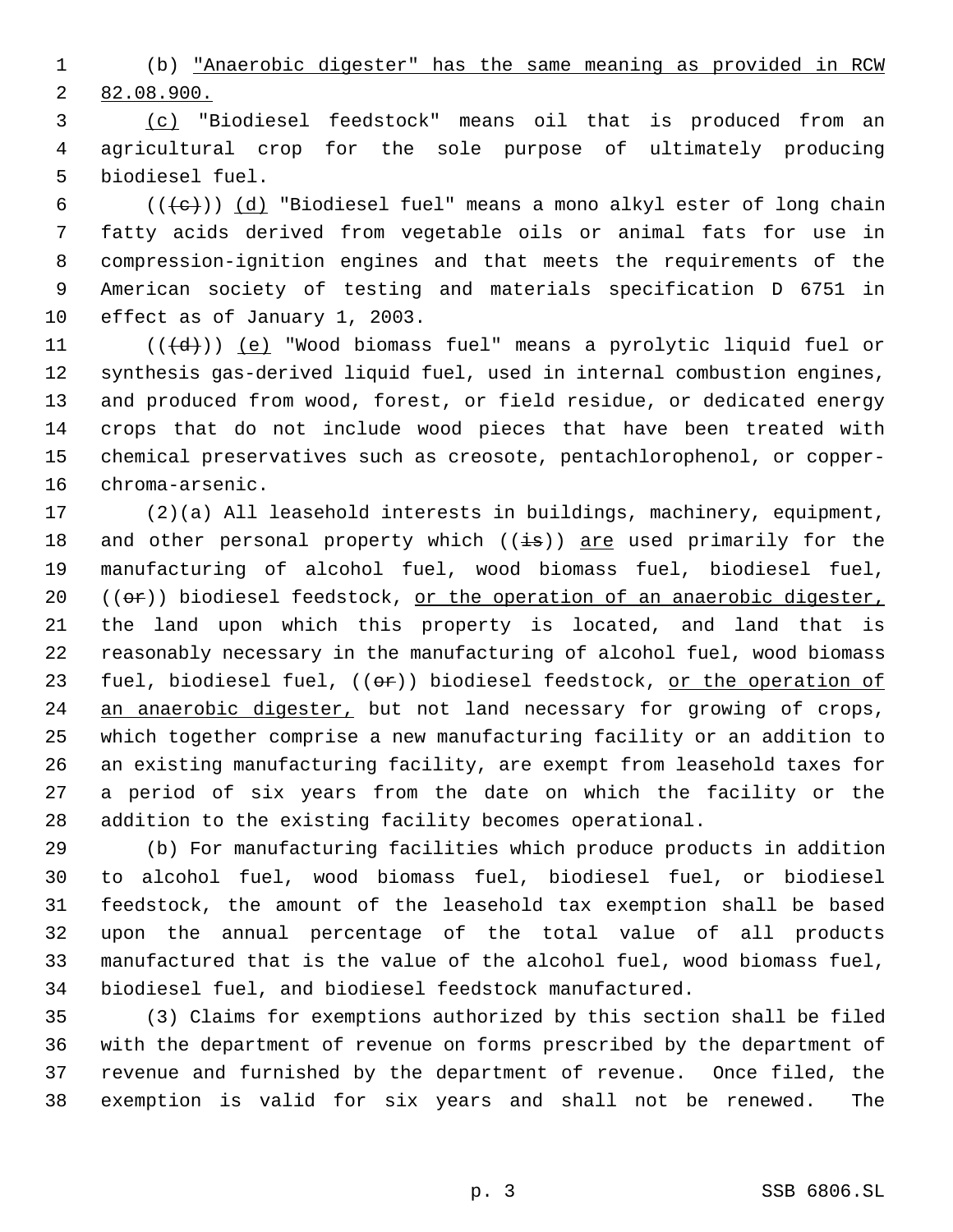(b) "Anaerobic digester" has the same meaning as provided in RCW 82.08.900.

(c) "Biodiesel feedstock" means oil that is produced from an agricultural crop for the sole purpose of ultimately producing biodiesel fuel.

(((c))) (d) "Biodiesel fuel" means a mono alkyl ester of long chain fatty acids derived from vegetable oils or animal fats for use in compression-ignition engines and that meets the requirements of the American society of testing and materials specification D 6751 in effect as of January 1, 2003.

(((d))) (e) "Wood biomass fuel" means a pyrolytic liquid fuel or synthesis gas-derived liquid fuel, used in internal combustion engines, and produced from wood, forest, or field residue, or dedicated energy crops that do not include wood pieces that have been treated with chemical preservatives such as creosote, pentachlorophenol, or copper-chroma-arsenic.

(2)(a) All leasehold interests in buildings, machinery, equipment, and other personal property which ((is)) are used primarily for the manufacturing of alcohol fuel, wood biomass fuel, biodiesel fuel, ((or)) biodiesel feedstock, or the operation of an anaerobic digester, the land upon which this property is located, and land that is reasonably necessary in the manufacturing of alcohol fuel, wood biomass fuel, biodiesel fuel, ((or)) biodiesel feedstock, or the operation of an anaerobic digester, but not land necessary for growing of crops, which together comprise a new manufacturing facility or an addition to an existing manufacturing facility, are exempt from leasehold taxes for a period of six years from the date on which the facility or the addition to the existing facility becomes operational.

(b) For manufacturing facilities which produce products in addition to alcohol fuel, wood biomass fuel, biodiesel fuel, or biodiesel feedstock, the amount of the leasehold tax exemption shall be based upon the annual percentage of the total value of all products manufactured that is the value of the alcohol fuel, wood biomass fuel, biodiesel fuel, and biodiesel feedstock manufactured.

(3) Claims for exemptions authorized by this section shall be filed with the department of revenue on forms prescribed by the department of revenue and furnished by the department of revenue. Once filed, the exemption is valid for six years and shall not be renewed. The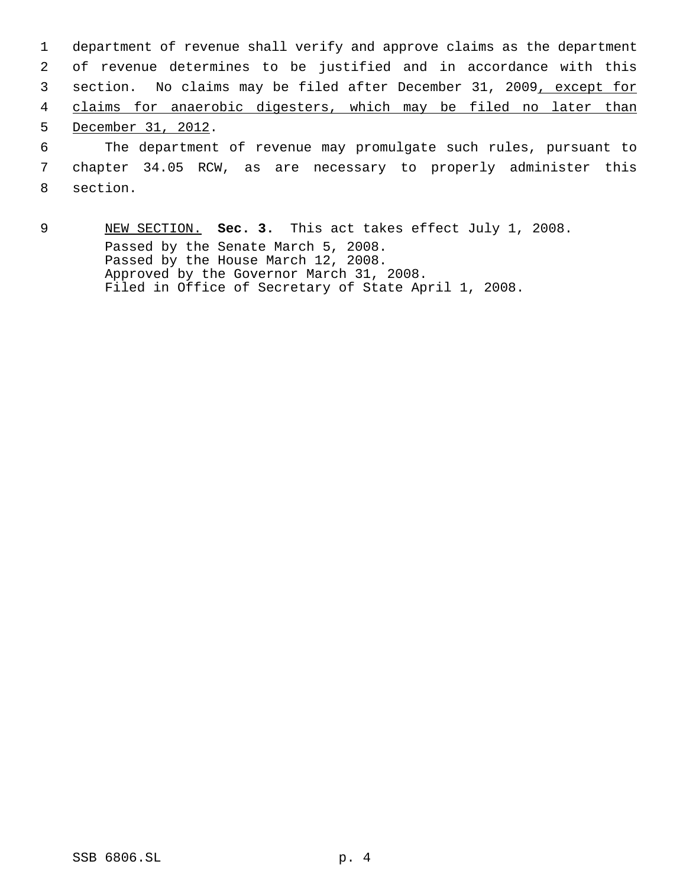department of revenue shall verify and approve claims as the department of revenue determines to be justified and in accordance with this section. No claims may be filed after December 31, 2009, except for claims for anaerobic digesters, which may be filed no later than December 31, 2012.

The department of revenue may promulgate such rules, pursuant to chapter 34.05 RCW, as are necessary to properly administer this section.

NEW SECTION. **Sec. 3.** This act takes effect July 1, 2008.

Passed by the Senate March 5, 2008.
Passed by the House March 12, 2008.
Approved by the Governor March 31, 2008.
Filed in Office of Secretary of State April 1, 2008.